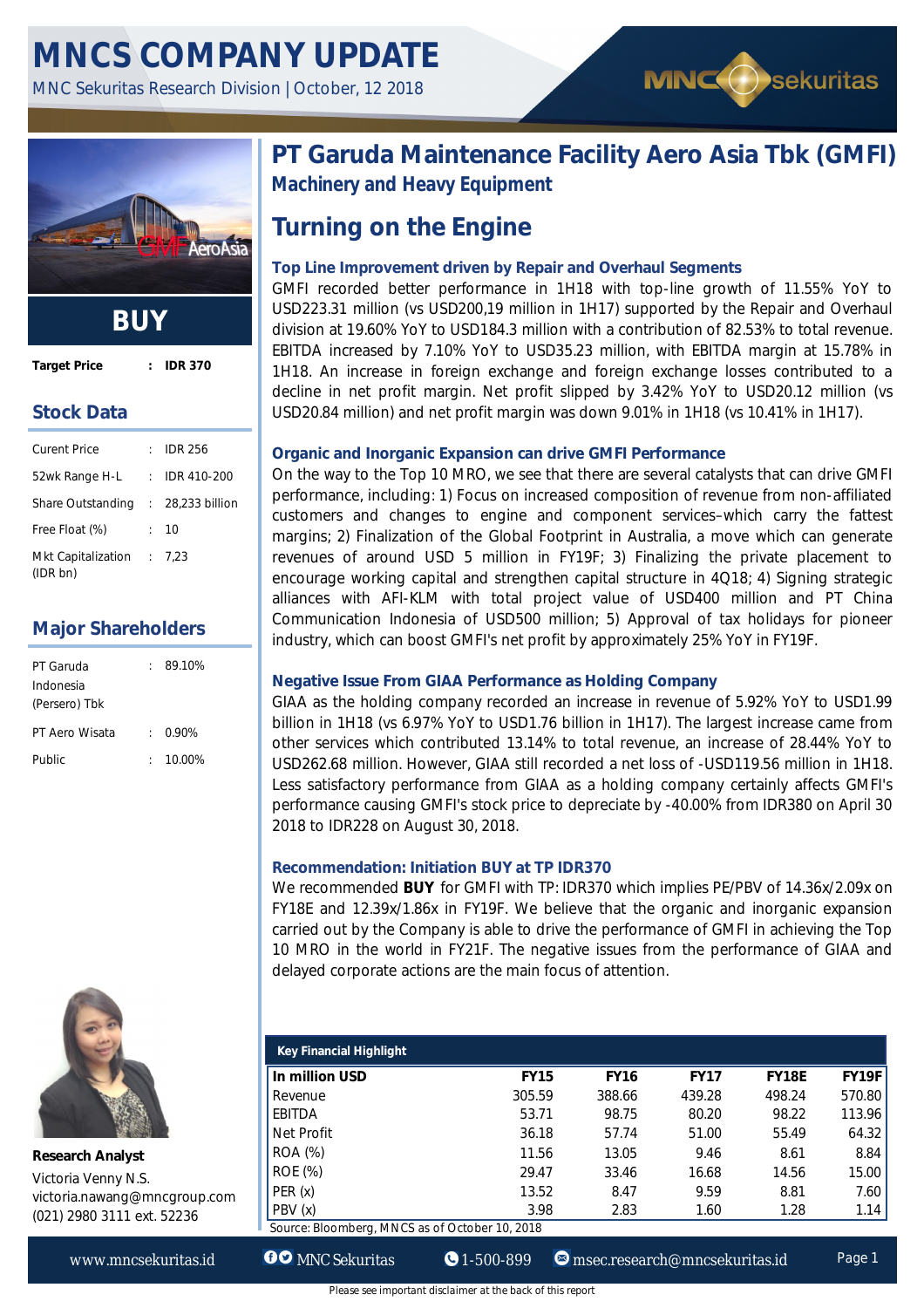# MNCS COMPANY UPDATE

MNC Sekuritas Research Division | October, 12 2018

## PT Garuda Maintenance Facility Aero Asia Tbk (GMFI)

**Machinery and Heavy Equipment**

## Turning on the Engine

### Top Line Improvement driven by Repair and Overhaul Segments

GMFI recorded better performance in 1H18 with top-line growth of 11.55% YoY to USD223.31 million (vs USD200,19 million in 1H17) supported by the Repair and Overhaul division at 19.60% YoY to USD184.3 million with a contribution of 82.53% to total revenue. EBITDA increased by 7.10% YoY to USD35.23 million, with EBITDA margin at 15.78% in 1H18. An increase in foreign exchange and foreign exchange losses contributed to a decline in net profit margin. Net profit slipped by 3.42% YoY to USD20.12 million (vs USD20.84 million) and net profit margin was down 9.01% in 1H18 (vs 10.41% in 1H17).

### Organic and Inorganic Expansion can drive GMFI Performance

On the way to the Top 10 MRO, we see that there are several catalysts that can drive GMFI performance, including: 1) Focus on increased composition of revenue from non-affiliated customers and changes to engine and component services–which carry the fattest margins; 2) Finalization of the Global Footprint in Australia, a move which can generate revenues of around USD 5 million in FY19F; 3) Finalizing the private placement to encourage working capital and strengthen capital structure in 4Q18; 4) Signing strategic alliances with AFI-KLM with total project value of USD400 million and PT China Communication Indonesia of USD500 million; 5) Approval of tax holidays for pioneer industry, which can boost GMFI's net profit by approximately 25% YoY in FY19F.

### Negative Issue From GIAA Performance as Holding Company

GIAA as the holding company recorded an increase in revenue of 5.92% YoY to USD1.99 billion in 1H18 (vs 6.97% YoY to USD1.76 billion in 1H17). The largest increase came from other services which contributed 13.14% to total revenue, an increase of 28.44% YoY to USD262.68 million. However, GIAA still recorded a net loss of -USD119.56 million in 1H18. Less satisfactory performance from GIAA as a holding company certainly affects GMFI's performance causing GMFI's stock price to depreciate by -40.00% from IDR380 on April 30 2018 to IDR228 on August 30, 2018.

### Recommendation: Initiation BUY at TP IDR370

We recommended **BUY** for GMFI with TP: IDR370 which implies PE/PBV of 14.36x/2.09x on FY18E and 12.39x/1.86x in FY19F. We believe that the organic and inorganic expansion carried out by the Company is able to drive the performance of GMFI in achieving the Top 10 MRO in the world in FY21F. The negative issues from the performance of GIAA and delayed corporate actions are the main focus of attention.

**BUY**

**Target Price : IDR 370**

### Stock Data

| | |
|---|---|
| Curent Price | IDR 256 |
| 52wk Range H-L | IDR 410-200 |
| Share Outstanding | 28,233 billion |
| Free Float (%) | 10 |
| Mkt Capitalization (IDR bn) | 7,23 |

### Major Shareholders

| | |
|---|---|
| PT Garuda Indonesia (Persero) Tbk | 89.10% |
| PT Aero Wisata | 0.90% |
| Public | 10.00% |

**Research Analyst**
Victoria Venny N.S.
victoria.nawang@mncgroup.com
(021) 2980 3111 ext. 52236

**Key Financial Highlight**

| In million USD | FY15 | FY16 | FY17 | FY18E | FY19F |
|---|---|---|---|---|---|
| Revenue | 305.59 | 388.66 | 439.28 | 498.24 | 570.80 |
| EBITDA | 53.71 | 98.75 | 80.20 | 98.22 | 113.96 |
| Net Profit | 36.18 | 57.74 | 51.00 | 55.49 | 64.32 |
| ROA (%) | 11.56 | 13.05 | 9.46 | 8.61 | 8.84 |
| ROE (%) | 29.47 | 33.46 | 16.68 | 14.56 | 15.00 |
| PER (x) | 13.52 | 8.47 | 9.59 | 8.81 | 7.60 |
| PBV (x) | 3.98 | 2.83 | 1.60 | 1.28 | 1.14 |

Source: Bloomberg, MNCS as of October 10, 2018

Please see important disclaimer at the back of this report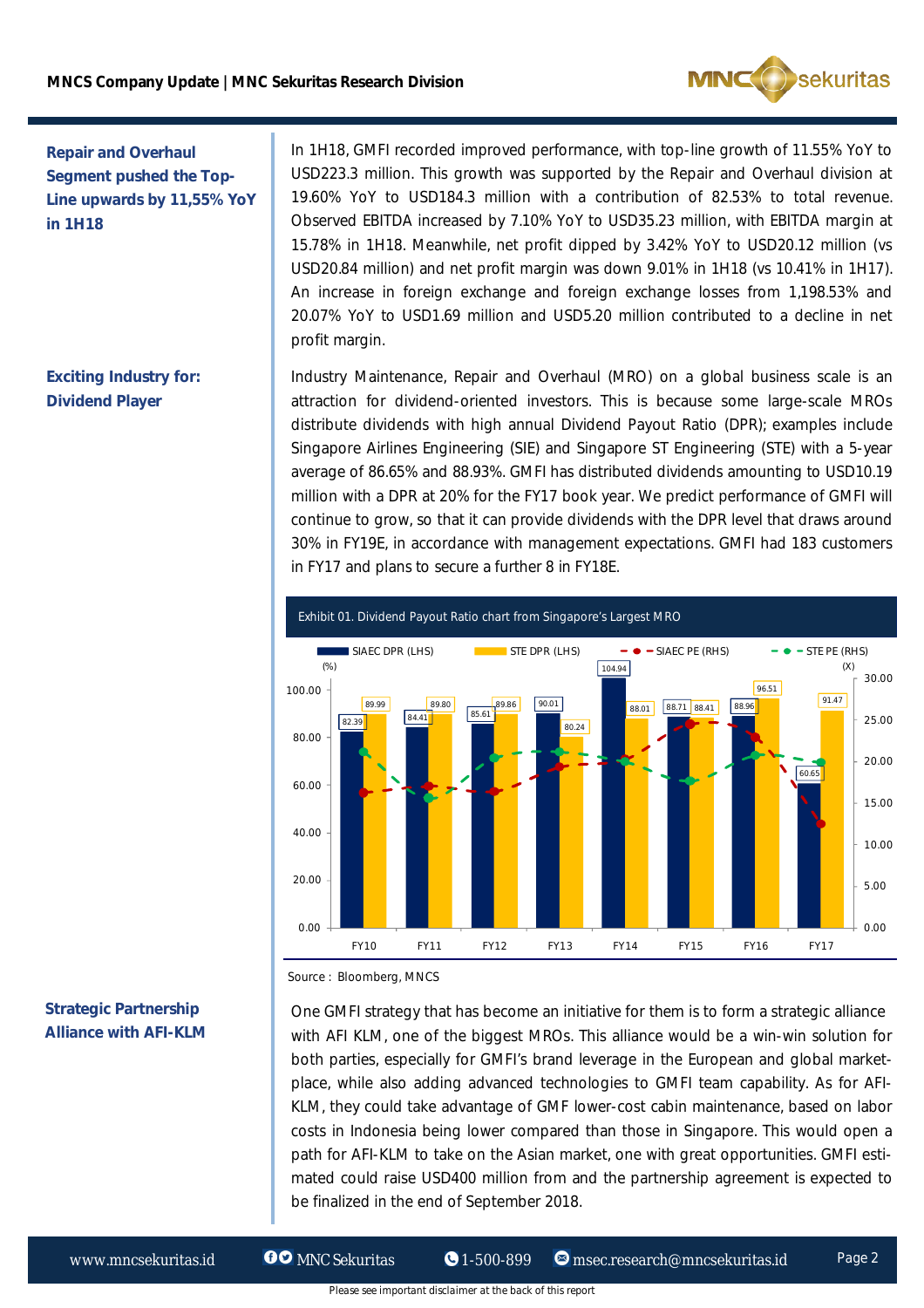**Repair and Overhaul Segment pushed the Top-Line upwards by 11,55% YoY in 1H18**

In 1H18, GMFI recorded improved performance, with top-line growth of 11.55% YoY to USD223.3 million. This growth was supported by the Repair and Overhaul division at 19.60% YoY to USD184.3 million with a contribution of 82.53% to total revenue. Observed EBITDA increased by 7.10% YoY to USD35.23 million, with EBITDA margin at 15.78% in 1H18. Meanwhile, net profit dipped by 3.42% YoY to USD20.12 million (vs USD20.84 million) and net profit margin was down 9.01% in 1H18 (vs 10.41% in 1H17). An increase in foreign exchange and foreign exchange losses from 1,198.53% and 20.07% YoY to USD1.69 million and USD5.20 million contributed to a decline in net profit margin.

**Exciting Industry for: Dividend Player**

Industry Maintenance, Repair and Overhaul (MRO) on a global business scale is an attraction for dividend-oriented investors. This is because some large-scale MROs distribute dividends with high annual Dividend Payout Ratio (DPR); examples include Singapore Airlines Engineering (SIE) and Singapore ST Engineering (STE) with a 5-year average of 86.65% and 88.93%. GMFI has distributed dividends amounting to USD10.19 million with a DPR at 20% for the FY17 book year. We predict performance of GMFI will continue to grow, so that it can provide dividends with the DPR level that draws around 30% in FY19E, in accordance with management expectations. GMFI had 183 customers in FY17 and plans to secure a further 8 in FY18E.

Exhibit 01. Dividend Payout Ratio chart from Singapore's Largest MRO

| | FY10 | FY11 | FY12 | FY13 | FY14 | FY15 | FY16 | FY17 |
|---|---|---|---|---|---|---|---|---|
| SIAEC DPR (LHS, %) | 82.39 | 84.41 | 85.61 | 90.01 | 104.94 | 88.71 | 88.96 | 60.65 |
| STE DPR (LHS, %) | 89.99 | 89.80 | 89.86 | 80.24 | 88.01 | 88.41 | 96.51 | 91.47 |

(SIAEC PE (RHS) and STE PE (RHS), in X, also plotted.)

Source : Bloomberg, MNCS

**Strategic Partnership Alliance with AFI-KLM**

One GMFI strategy that has become an initiative for them is to form a strategic alliance with AFI KLM, one of the biggest MROs. This alliance would be a win-win solution for both parties, especially for GMFI's brand leverage in the European and global market-place, while also adding advanced technologies to GMFI team capability. As for AFI-KLM, they could take advantage of GMF lower-cost cabin maintenance, based on labor costs in Indonesia being lower compared than those in Singapore. This would open a path for AFI-KLM to take on the Asian market, one with great opportunities. GMFI estimated could raise USD400 million from and the partnership agreement is expected to be finalized in the end of September 2018.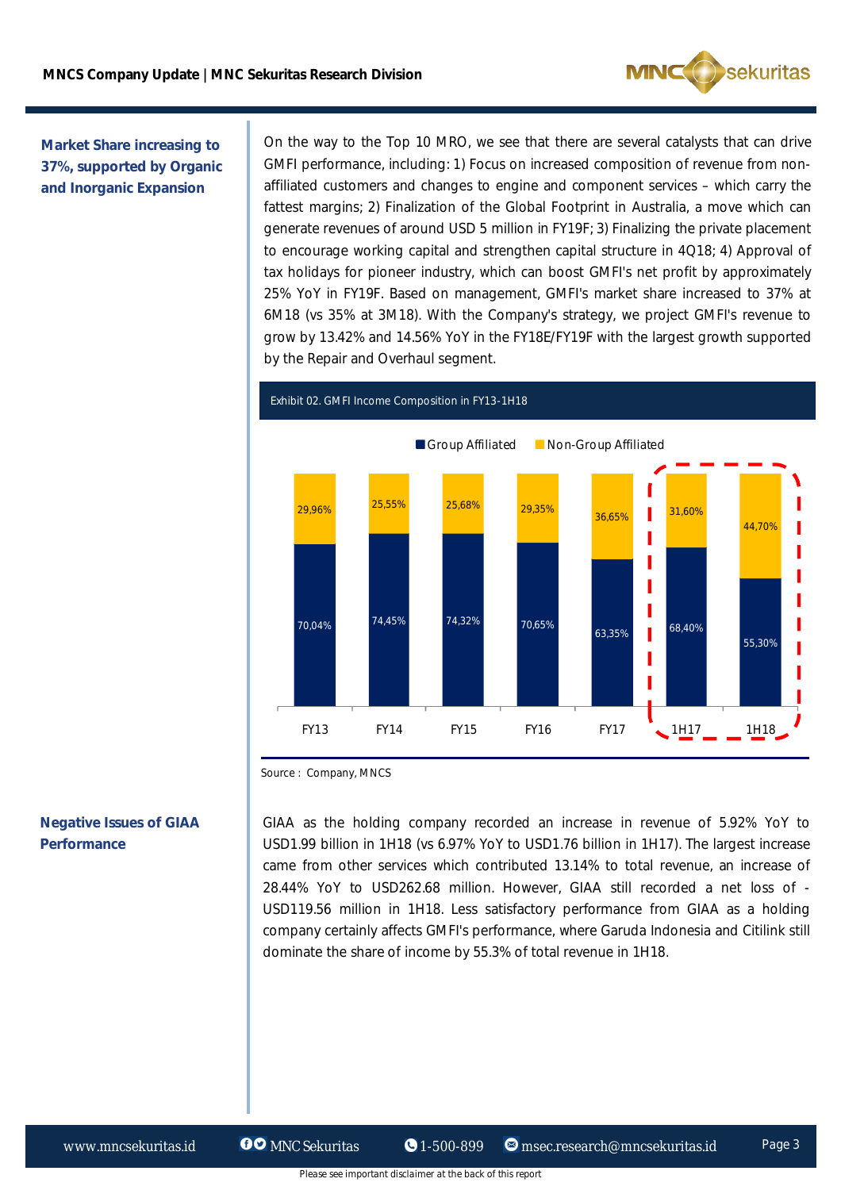**Market Share increasing to 37%, supported by Organic and Inorganic Expansion**

On the way to the Top 10 MRO, we see that there are several catalysts that can drive GMFI performance, including: 1) Focus on increased composition of revenue from non-affiliated customers and changes to engine and component services – which carry the fattest margins; 2) Finalization of the Global Footprint in Australia, a move which can generate revenues of around USD 5 million in FY19F; 3) Finalizing the private placement to encourage working capital and strengthen capital structure in 4Q18; 4) Approval of tax holidays for pioneer industry, which can boost GMFI's net profit by approximately 25% YoY in FY19F. Based on management, GMFI's market share increased to 37% at 6M18 (vs 35% at 3M18). With the Company's strategy, we project GMFI's revenue to grow by 13.42% and 14.56% YoY in the FY18E/FY19F with the largest growth supported by the Repair and Overhaul segment.

Exhibit 02. GMFI Income Composition in FY13-1H18

| | FY13 | FY14 | FY15 | FY16 | FY17 | 1H17 | 1H18 |
|---|---|---|---|---|---|---|---|
| Group Affiliated | 70,04% | 74,45% | 74,32% | 70,65% | 63,35% | 68,40% | 55,30% |
| Non-Group Affiliated | 29,96% | 25,55% | 25,68% | 29,35% | 36,65% | 31,60% | 44,70% |

Source : Company, MNCS

**Negative Issues of GIAA Performance**

GIAA as the holding company recorded an increase in revenue of 5.92% YoY to USD1.99 billion in 1H18 (vs 6.97% YoY to USD1.76 billion in 1H17). The largest increase came from other services which contributed 13.14% to total revenue, an increase of 28.44% YoY to USD262.68 million. However, GIAA still recorded a net loss of -USD119.56 million in 1H18. Less satisfactory performance from GIAA as a holding company certainly affects GMFI's performance, where Garuda Indonesia and Citilink still dominate the share of income by 55.3% of total revenue in 1H18.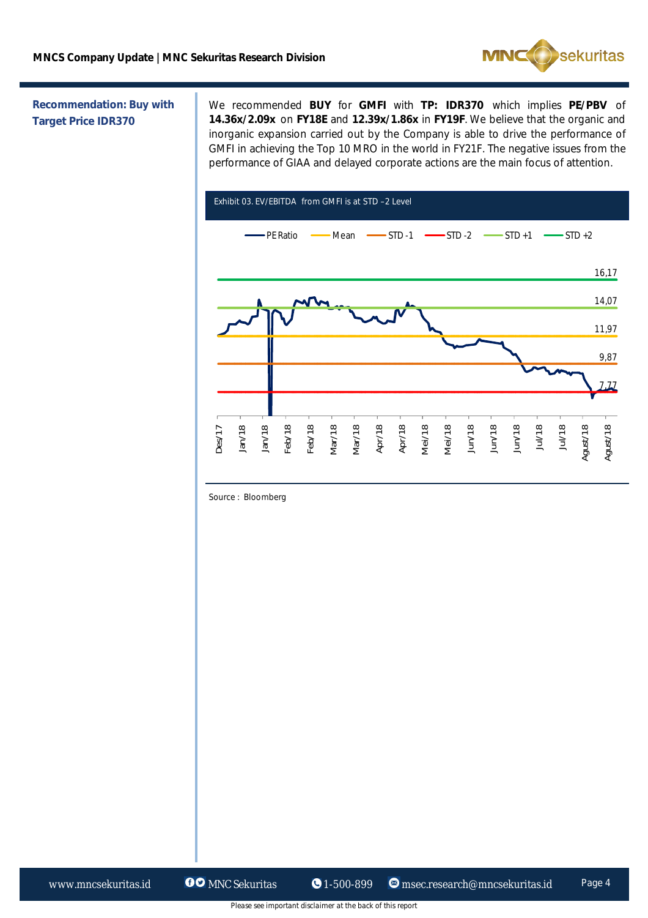**Recommendation: Buy with Target Price IDR370**

We recommended **BUY** for **GMFI** with **TP: IDR370** which implies **PE/PBV** of **14.36x/2.09x** on **FY18E** and **12.39x/1.86x** in **FY19F**. We believe that the organic and inorganic expansion carried out by the Company is able to drive the performance of GMFI in achieving the Top 10 MRO in the world in FY21F. The negative issues from the performance of GIAA and delayed corporate actions are the main focus of attention.

Exhibit 03. EV/EBITDA from GMFI is at STD –2 Level

Legend: PE Ratio, Mean, STD -1, STD -2, STD +1, STD +2

Levels: 16,17 (STD +2); 14,07 (STD +1); 11,97 (Mean); 9,87 (STD -1); 7,77 (STD -2)

X-axis: Des/17, Jan/18, Jan/18, Feb/18, Feb/18, Mar/18, Mar/18, Apr/18, Apr/18, Mei/18, Mei/18, Jun/18, Jun/18, Jun/18, Jul/18, Jul/18, Agust/18, Agust/18

Source : Bloomberg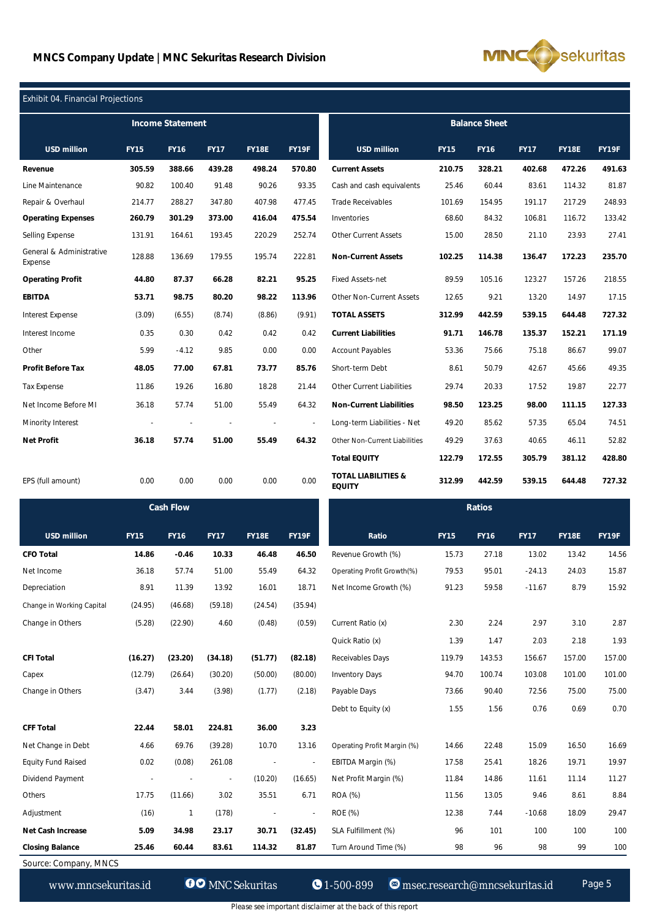## Exhibit 04. Financial Projections

**Income Statement**

| USD million | FY15 | FY16 | FY17 | FY18E | FY19F |
|---|---|---|---|---|---|
| **Revenue** | **305.59** | **388.66** | **439.28** | **498.24** | **570.80** |
| Line Maintenance | 90.82 | 100.40 | 91.48 | 90.26 | 93.35 |
| Repair & Overhaul | 214.77 | 288.27 | 347.80 | 407.98 | 477.45 |
| **Operating Expenses** | **260.79** | **301.29** | **373.00** | **416.04** | **475.54** |
| Selling Expense | 131.91 | 164.61 | 193.45 | 220.29 | 252.74 |
| General & Administrative Expense | 128.88 | 136.69 | 179.55 | 195.74 | 222.81 |
| **Operating Profit** | **44.80** | **87.37** | **66.28** | **82.21** | **95.25** |
| **EBITDA** | **53.71** | **98.75** | **80.20** | **98.22** | **113.96** |
| Interest Expense | (3.09) | (6.55) | (8.74) | (8.86) | (9.91) |
| Interest Income | 0.35 | 0.30 | 0.42 | 0.42 | 0.42 |
| Other | 5.99 | -4.12 | 9.85 | 0.00 | 0.00 |
| **Profit Before Tax** | **48.05** | **77.00** | **67.81** | **73.77** | **85.76** |
| Tax Expense | 11.86 | 19.26 | 16.80 | 18.28 | 21.44 |
| Net Income Before MI | 36.18 | 57.74 | 51.00 | 55.49 | 64.32 |
| Minority Interest | - | - | - | - | - |
| **Net Profit** | **36.18** | **57.74** | **51.00** | **55.49** | **64.32** |
| EPS (full amount) | 0.00 | 0.00 | 0.00 | 0.00 | 0.00 |

**Balance Sheet**

| USD million | FY15 | FY16 | FY17 | FY18E | FY19F |
|---|---|---|---|---|---|
| **Current Assets** | **210.75** | **328.21** | **402.68** | **472.26** | **491.63** |
| Cash and cash equivalents | 25.46 | 60.44 | 83.61 | 114.32 | 81.87 |
| Trade Receivables | 101.69 | 154.95 | 191.17 | 217.29 | 248.93 |
| Inventories | 68.60 | 84.32 | 106.81 | 116.72 | 133.42 |
| Other Current Assets | 15.00 | 28.50 | 21.10 | 23.93 | 27.41 |
| **Non-Current Assets** | **102.25** | **114.38** | **136.47** | **172.23** | **235.70** |
| Fixed Assets-net | 89.59 | 105.16 | 123.27 | 157.26 | 218.55 |
| Other Non-Current Assets | 12.65 | 9.21 | 13.20 | 14.97 | 17.15 |
| **TOTAL ASSETS** | **312.99** | **442.59** | **539.15** | **644.48** | **727.32** |
| **Current Liabilities** | **91.71** | **146.78** | **135.37** | **152.21** | **171.19** |
| Account Payables | 53.36 | 75.66 | 75.18 | 86.67 | 99.07 |
| Short-term Debt | 8.61 | 50.79 | 42.67 | 45.66 | 49.35 |
| Other Current Liabilities | 29.74 | 20.33 | 17.52 | 19.87 | 22.77 |
| **Non-Current Liabilities** | **98.50** | **123.25** | **98.00** | **111.15** | **127.33** |
| Long-term Liabilities - Net | 49.20 | 85.62 | 57.35 | 65.04 | 74.51 |
| Other Non-Current Liabilities | 49.29 | 37.63 | 40.65 | 46.11 | 52.82 |
| **Total EQUITY** | **122.79** | **172.55** | **305.79** | **381.12** | **428.80** |
| **TOTAL LIABILITIES & EQUITY** | **312.99** | **442.59** | **539.15** | **644.48** | **727.32** |

**Cash Flow**

| USD million | FY15 | FY16 | FY17 | FY18E | FY19F |
|---|---|---|---|---|---|
| **CFO Total** | **14.86** | **-0.46** | **10.33** | **46.48** | **46.50** |
| Net Income | 36.18 | 57.74 | 51.00 | 55.49 | 64.32 |
| Depreciation | 8.91 | 11.39 | 13.92 | 16.01 | 18.71 |
| Change in Working Capital | (24.95) | (46.68) | (59.18) | (24.54) | (35.94) |
| Change in Others | (5.28) | (22.90) | 4.60 | (0.48) | (0.59) |
| **CFI Total** | **(16.27)** | **(23.20)** | **(34.18)** | **(51.77)** | **(82.18)** |
| Capex | (12.79) | (26.64) | (30.20) | (50.00) | (80.00) |
| Change in Others | (3.47) | 3.44 | (3.98) | (1.77) | (2.18) |
| **CFF Total** | **22.44** | **58.01** | **224.81** | **36.00** | **3.23** |
| Net Change in Debt | 4.66 | 69.76 | (39.28) | 10.70 | 13.16 |
| Equity Fund Raised | 0.02 | (0.08) | 261.08 | - | - |
| Dividend Payment | - | - | - | (10.20) | (16.65) |
| Others | 17.75 | (11.66) | 3.02 | 35.51 | 6.71 |
| Adjustment | (16) | 1 | (178) | - | - |
| **Net Cash Increase** | **5.09** | **34.98** | **23.17** | **30.71** | **(32.45)** |
| **Closing Balance** | **25.46** | **60.44** | **83.61** | **114.32** | **81.87** |

**Ratios**

| Ratio | FY15 | FY16 | FY17 | FY18E | FY19F |
|---|---|---|---|---|---|
| Revenue Growth (%) | 15.73 | 27.18 | 13.02 | 13.42 | 14.56 |
| Operating Profit Growth(%) | 79.53 | 95.01 | -24.13 | 24.03 | 15.87 |
| Net Income Growth (%) | 91.23 | 59.58 | -11.67 | 8.79 | 15.92 |
| Current Ratio (x) | 2.30 | 2.24 | 2.97 | 3.10 | 2.87 |
| Quick Ratio (x) | 1.39 | 1.47 | 2.03 | 2.18 | 1.93 |
| Receivables Days | 119.79 | 143.53 | 156.67 | 157.00 | 157.00 |
| Inventory Days | 94.70 | 100.74 | 103.08 | 101.00 | 101.00 |
| Payable Days | 73.66 | 90.40 | 72.56 | 75.00 | 75.00 |
| Debt to Equity (x) | 1.55 | 1.56 | 0.76 | 0.69 | 0.70 |
| Operating Profit Margin (%) | 14.66 | 22.48 | 15.09 | 16.50 | 16.69 |
| EBITDA Margin (%) | 17.58 | 25.41 | 18.26 | 19.71 | 19.97 |
| Net Profit Margin (%) | 11.84 | 14.86 | 11.61 | 11.14 | 11.27 |
| ROA (%) | 11.56 | 13.05 | 9.46 | 8.61 | 8.84 |
| ROE (%) | 12.38 | 7.44 | -10.68 | 18.09 | 29.47 |
| SLA Fulfillment (%) | 96 | 101 | 100 | 100 | 100 |
| Turn Around Time (%) | 98 | 96 | 98 | 99 | 100 |

Source: Company, MNCS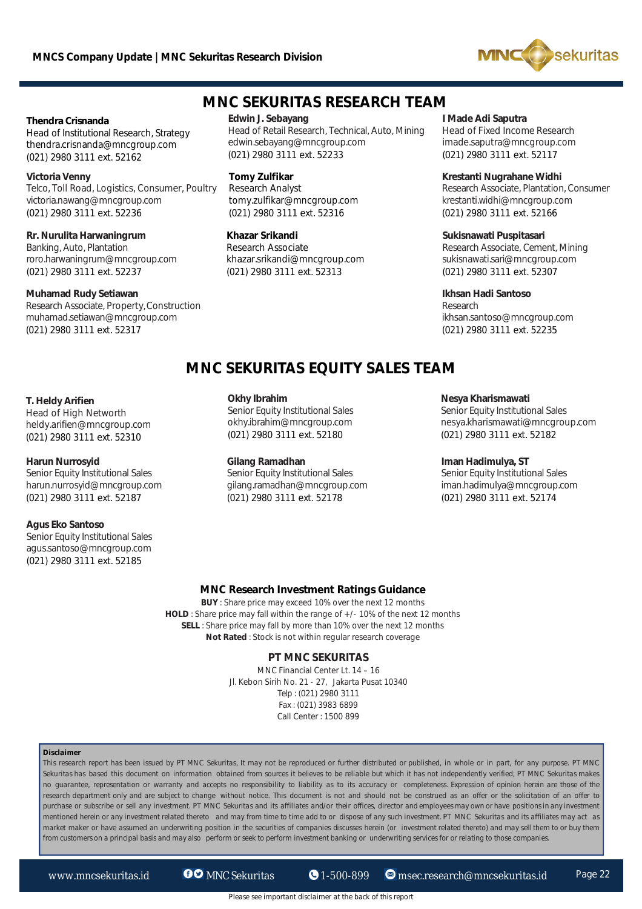## MNC SEKURITAS RESEARCH TEAM

**Thendra Crisnanda**
Head of Institutional Research, Strategy
thendra.crisnanda@mncgroup.com
(021) 2980 3111 ext. 52162

**Victoria Venny**
Telco, Toll Road, Logistics, Consumer, Poultry
victoria.nawang@mncgroup.com
(021) 2980 3111 ext. 52236

**Rr. Nurulita Harwaningrum**
Banking, Auto, Plantation
roro.harwaningrum@mncgroup.com
(021) 2980 3111 ext. 52237

**Muhamad Rudy Setiawan**
Research Associate, Property, Construction
muhamad.setiawan@mncgroup.com
(021) 2980 3111 ext. 52317

**Edwin J. Sebayang**
Head of Retail Research, Technical, Auto, Mining
edwin.sebayang@mncgroup.com
(021) 2980 3111 ext. 52233

**Tomy Zulfikar**
Research Analyst
tomy.zulfikar@mncgroup.com
(021) 2980 3111 ext. 52316

**Khazar Srikandi**
Research Associate
khazar.srikandi@mncgroup.com
(021) 2980 3111 ext. 52313

**I Made Adi Saputra**
Head of Fixed Income Research
imade.saputra@mncgroup.com
(021) 2980 3111 ext. 52117

**Krestanti Nugrahane Widhi**
Research Associate, Plantation, Consumer
krestanti.widhi@mncgroup.com
(021) 2980 3111 ext. 52166

**Sukisnawati Puspitasari**
Research Associate, Cement, Mining
sukisnawati.sari@mncgroup.com
(021) 2980 3111 ext. 52307

**Ikhsan Hadi Santoso**
Research
ikhsan.santoso@mncgroup.com
(021) 2980 3111 ext. 52235

## MNC SEKURITAS EQUITY SALES TEAM

**T. Heldy Arifien**
Head of High Networth
heldy.arifien@mncgroup.com
(021) 2980 3111 ext. 52310

**Harun Nurrosyid**
Senior Equity Institutional Sales
harun.nurrosyid@mncgroup.com
(021) 2980 3111 ext. 52187

**Agus Eko Santoso**
Senior Equity Institutional Sales
agus.santoso@mncgroup.com
(021) 2980 3111 ext. 52185

**Okhy Ibrahim**
Senior Equity Institutional Sales
okhy.ibrahim@mncgroup.com
(021) 2980 3111 ext. 52180

**Gilang Ramadhan**
Senior Equity Institutional Sales
gilang.ramadhan@mncgroup.com
(021) 2980 3111 ext. 52178

**Nesya Kharismawati**
Senior Equity Institutional Sales
nesya.kharismawati@mncgroup.com
(021) 2980 3111 ext. 52182

**Iman Hadimulya, ST**
Senior Equity Institutional Sales
iman.hadimulya@mncgroup.com
(021) 2980 3111 ext. 52174

### MNC Research Investment Ratings Guidance

**BUY** : Share price may exceed 10% over the next 12 months
**HOLD** : Share price may fall within the range of +/- 10% of the next 12 months
**SELL** : Share price may fall by more than 10% over the next 12 months
**Not Rated** : Stock is not within regular research coverage

### PT MNC SEKURITAS

MNC Financial Center Lt. 14 – 16
Jl. Kebon Sirih No. 21 - 27, Jakarta Pusat 10340
Telp : (021) 2980 3111
Fax : (021) 3983 6899
Call Center : 1500 899

**Disclaimer**

This research report has been issued by PT MNC Sekuritas, It may not be reproduced or further distributed or published, in whole or in part, for any purpose. PT MNC Sekuritas has based this document on information obtained from sources it believes to be reliable but which it has not independently verified; PT MNC Sekuritas makes no guarantee, representation or warranty and accepts no responsibility to liability as to its accuracy or completeness. Expression of opinion herein are those of the research department only and are subject to change without notice. This document is not and should not be construed as an offer or the solicitation of an offer to purchase or subscribe or sell any investment. PT MNC Sekuritas and its affiliates and/or their offices, director and employees may own or have positions in any investment mentioned herein or any investment related thereto and may from time to time add to or dispose of any such investment. PT MNC Sekuritas and its affiliates may act as market maker or have assumed an underwriting position in the securities of companies discusses herein (or investment related thereto) and may sell them to or buy them from customers on a principal basis and may also perform or seek to perform investment banking or underwriting services for or relating to those companies.

www.mncsekuritas.id | MNC Sekuritas | 1-500-899 | msec.research@mncsekuritas.id